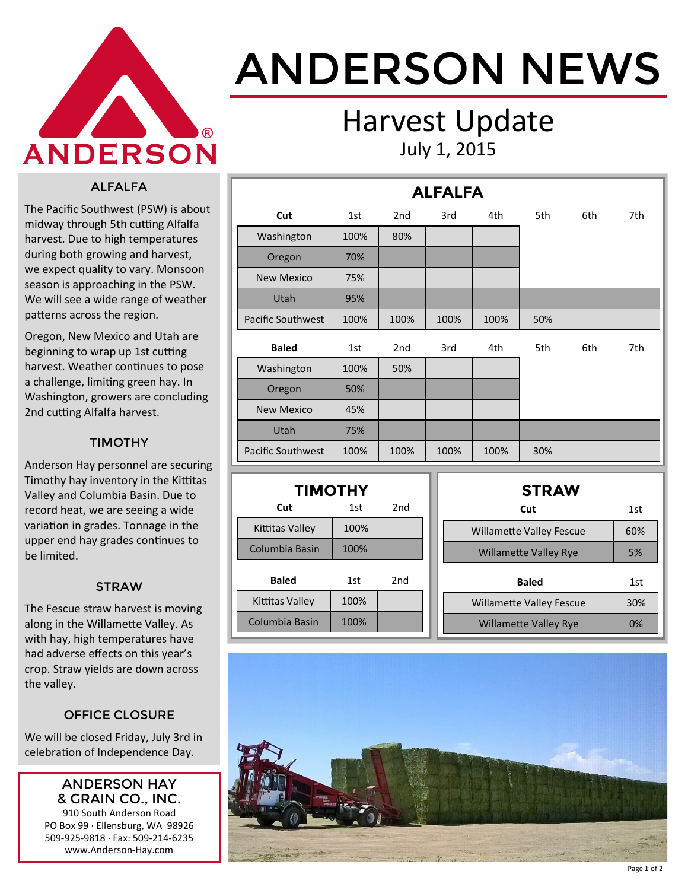# ANDERSON NEWS

## Harvest Update

July 1, 2015

### ALFALFA

The Pacific Southwest (PSW) is about midway through 5th cutting Alfalfa harvest. Due to high temperatures during both growing and harvest, we expect quality to vary. Monsoon season is approaching in the PSW. We will see a wide range of weather patterns across the region.

Oregon, New Mexico and Utah are beginning to wrap up 1st cutting harvest. Weather continues to pose a challenge, limiting green hay. In Washington, growers are concluding 2nd cutting Alfalfa harvest.

### TIMOTHY

Anderson Hay personnel are securing Timothy hay inventory in the Kittitas Valley and Columbia Basin. Due to record heat, we are seeing a wide variation in grades. Tonnage in the upper end hay grades continues to be limited.

### STRAW

The Fescue straw harvest is moving along in the Willamette Valley. As with hay, high temperatures have had adverse effects on this year's crop. Straw yields are down across the valley.

### OFFICE CLOSURE

We will be closed Friday, July 3rd in celebration of Independence Day.

**ANDERSON HAY & GRAIN CO., INC.**
910 South Anderson Road
PO Box 99 · Ellensburg, WA 98926
509-925-9818 · Fax: 509-214-6235
www.Anderson-Hay.com

### ALFALFA

| Cut | 1st | 2nd | 3rd | 4th | 5th | 6th | 7th |
|---|---|---|---|---|---|---|---|
| Washington | 100% | 80% | | | | | |
| Oregon | 70% | | | | | | |
| New Mexico | 75% | | | | | | |
| Utah | 95% | | | | | | |
| Pacific Southwest | 100% | 100% | 100% | 100% | 50% | | |

| Baled | 1st | 2nd | 3rd | 4th | 5th | 6th | 7th |
|---|---|---|---|---|---|---|---|
| Washington | 100% | 50% | | | | | |
| Oregon | 50% | | | | | | |
| New Mexico | 45% | | | | | | |
| Utah | 75% | | | | | | |
| Pacific Southwest | 100% | 100% | 100% | 100% | 30% | | |

### TIMOTHY

| Cut | 1st | 2nd |
|---|---|---|
| Kittitas Valley | 100% | |
| Columbia Basin | 100% | |

| Baled | 1st | 2nd |
|---|---|---|
| Kittitas Valley | 100% | |
| Columbia Basin | 100% | |

### STRAW

| Cut | 1st |
|---|---|
| Willamette Valley Fescue | 60% |
| Willamette Valley Rye | 5% |

| Baled | 1st |
|---|---|
| Willamette Valley Fescue | 30% |
| Willamette Valley Rye | 0% |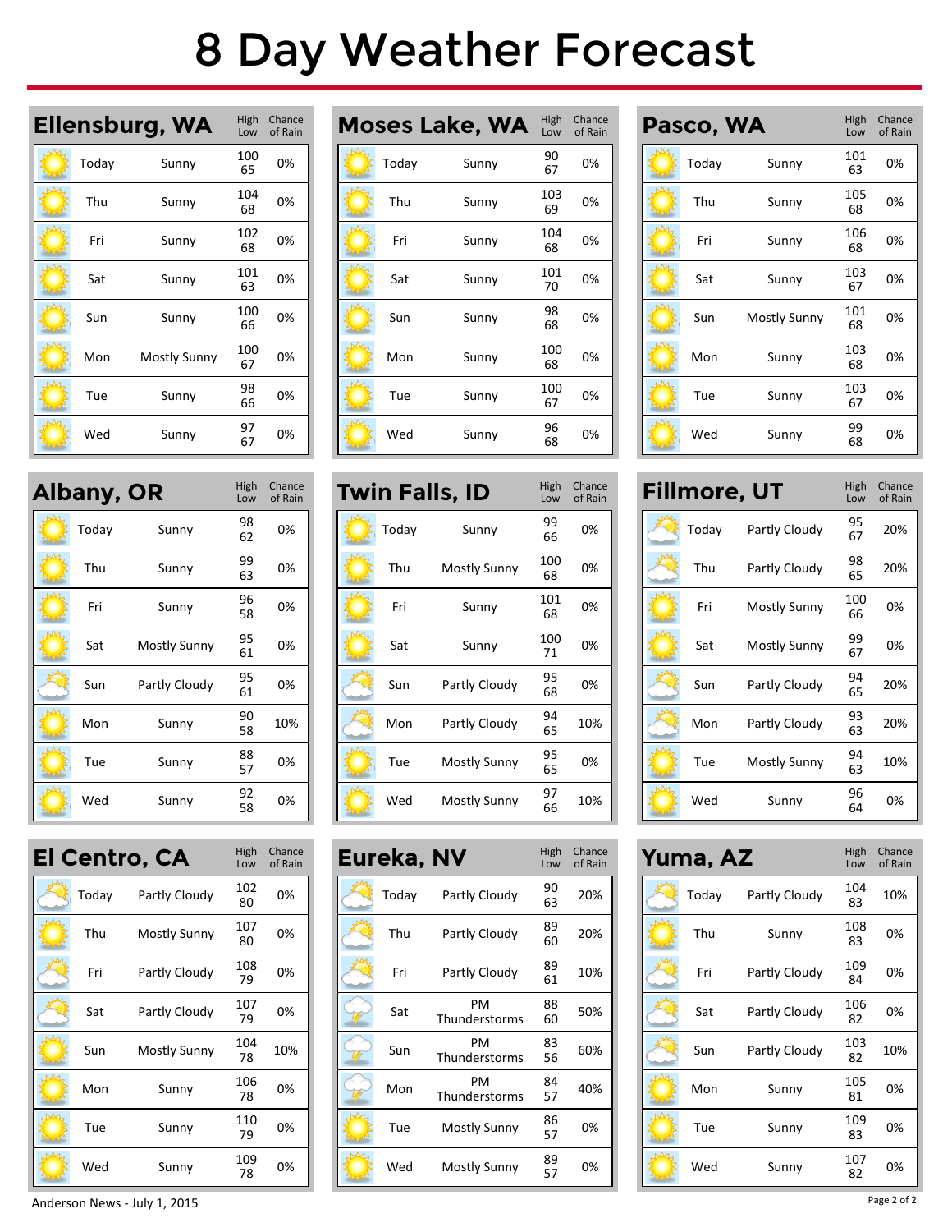# 8 Day Weather Forecast

## Ellensburg, WA

| Day | Forecast | High/Low | Chance of Rain |
|---|---|---|---|
| Today | Sunny | 100/65 | 0% |
| Thu | Sunny | 104/68 | 0% |
| Fri | Sunny | 102/68 | 0% |
| Sat | Sunny | 101/63 | 0% |
| Sun | Sunny | 100/66 | 0% |
| Mon | Mostly Sunny | 100/67 | 0% |
| Tue | Sunny | 98/66 | 0% |
| Wed | Sunny | 97/67 | 0% |

## Moses Lake, WA

| Day | Forecast | High/Low | Chance of Rain |
|---|---|---|---|
| Today | Sunny | 90/67 | 0% |
| Thu | Sunny | 103/69 | 0% |
| Fri | Sunny | 104/68 | 0% |
| Sat | Sunny | 101/70 | 0% |
| Sun | Sunny | 98/68 | 0% |
| Mon | Sunny | 100/68 | 0% |
| Tue | Sunny | 100/67 | 0% |
| Wed | Sunny | 96/68 | 0% |

## Pasco, WA

| Day | Forecast | High/Low | Chance of Rain |
|---|---|---|---|
| Today | Sunny | 101/63 | 0% |
| Thu | Sunny | 105/68 | 0% |
| Fri | Sunny | 106/68 | 0% |
| Sat | Sunny | 103/67 | 0% |
| Sun | Mostly Sunny | 101/68 | 0% |
| Mon | Sunny | 103/68 | 0% |
| Tue | Sunny | 103/67 | 0% |
| Wed | Sunny | 99/68 | 0% |

## Albany, OR

| Day | Forecast | High/Low | Chance of Rain |
|---|---|---|---|
| Today | Sunny | 98/62 | 0% |
| Thu | Sunny | 99/63 | 0% |
| Fri | Sunny | 96/58 | 0% |
| Sat | Mostly Sunny | 95/61 | 0% |
| Sun | Partly Cloudy | 95/61 | 0% |
| Mon | Sunny | 90/58 | 10% |
| Tue | Sunny | 88/57 | 0% |
| Wed | Sunny | 92/58 | 0% |

## Twin Falls, ID

| Day | Forecast | High/Low | Chance of Rain |
|---|---|---|---|
| Today | Sunny | 99/66 | 0% |
| Thu | Mostly Sunny | 100/68 | 0% |
| Fri | Sunny | 101/68 | 0% |
| Sat | Sunny | 100/71 | 0% |
| Sun | Partly Cloudy | 95/68 | 0% |
| Mon | Partly Cloudy | 94/65 | 10% |
| Tue | Mostly Sunny | 95/65 | 0% |
| Wed | Mostly Sunny | 97/66 | 10% |

## Fillmore, UT

| Day | Forecast | High/Low | Chance of Rain |
|---|---|---|---|
| Today | Partly Cloudy | 95/67 | 20% |
| Thu | Partly Cloudy | 98/65 | 20% |
| Fri | Mostly Sunny | 100/66 | 0% |
| Sat | Mostly Sunny | 99/67 | 0% |
| Sun | Partly Cloudy | 94/65 | 20% |
| Mon | Partly Cloudy | 93/63 | 20% |
| Tue | Mostly Sunny | 94/63 | 10% |
| Wed | Sunny | 96/64 | 0% |

## El Centro, CA

| Day | Forecast | High/Low | Chance of Rain |
|---|---|---|---|
| Today | Partly Cloudy | 102/80 | 0% |
| Thu | Mostly Sunny | 107/80 | 0% |
| Fri | Partly Cloudy | 108/79 | 0% |
| Sat | Partly Cloudy | 107/79 | 0% |
| Sun | Mostly Sunny | 104/78 | 10% |
| Mon | Sunny | 106/78 | 0% |
| Tue | Sunny | 110/79 | 0% |
| Wed | Sunny | 109/78 | 0% |

## Eureka, NV

| Day | Forecast | High/Low | Chance of Rain |
|---|---|---|---|
| Today | Partly Cloudy | 90/63 | 20% |
| Thu | Partly Cloudy | 89/60 | 20% |
| Fri | Partly Cloudy | 89/61 | 10% |
| Sat | PM Thunderstorms | 88/60 | 50% |
| Sun | PM Thunderstorms | 83/56 | 60% |
| Mon | PM Thunderstorms | 84/57 | 40% |
| Tue | Mostly Sunny | 86/57 | 0% |
| Wed | Mostly Sunny | 89/57 | 0% |

## Yuma, AZ

| Day | Forecast | High/Low | Chance of Rain |
|---|---|---|---|
| Today | Partly Cloudy | 104/83 | 10% |
| Thu | Sunny | 108/83 | 0% |
| Fri | Partly Cloudy | 109/84 | 0% |
| Sat | Partly Cloudy | 106/82 | 0% |
| Sun | Partly Cloudy | 103/82 | 10% |
| Mon | Sunny | 105/81 | 0% |
| Tue | Sunny | 109/83 | 0% |
| Wed | Sunny | 107/82 | 0% |

Anderson News - July 1, 2015